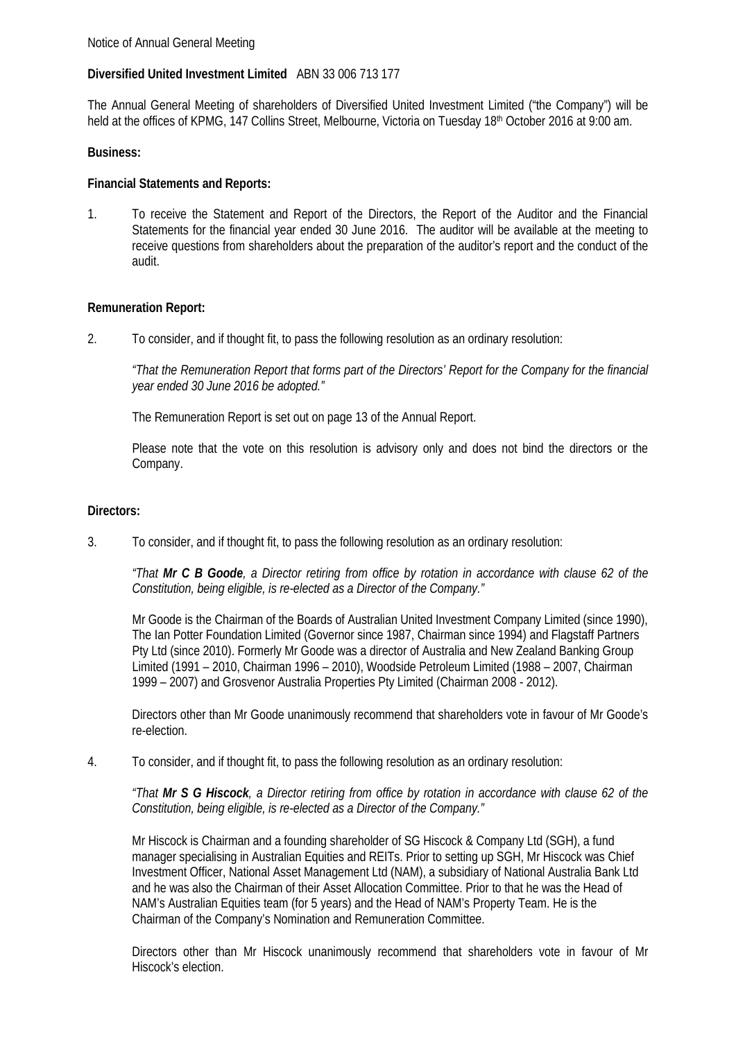Notice of Annual General Meeting

**Diversified United Investment Limited** ABN 33 006 713 177

The Annual General Meeting of shareholders of Diversified United Investment Limited ("the Company") will be held at the offices of KPMG, 147 Collins Street, Melbourne, Victoria on Tuesday 18th October 2016 at 9:00 am.

**Business:**

**Financial Statements and Reports:**

1. To receive the Statement and Report of the Directors, the Report of the Auditor and the Financial Statements for the financial year ended 30 June 2016. The auditor will be available at the meeting to receive questions from shareholders about the preparation of the auditor's report and the conduct of the audit.

**Remuneration Report:**

2. To consider, and if thought fit, to pass the following resolution as an ordinary resolution:

   *"That the Remuneration Report that forms part of the Directors' Report for the Company for the financial year ended 30 June 2016 be adopted."*

   The Remuneration Report is set out on page 13 of the Annual Report.

   Please note that the vote on this resolution is advisory only and does not bind the directors or the Company.

**Directors:**

3. To consider, and if thought fit, to pass the following resolution as an ordinary resolution:

   *"That **Mr C B Goode**, a Director retiring from office by rotation in accordance with clause 62 of the Constitution, being eligible, is re-elected as a Director of the Company."*

   Mr Goode is the Chairman of the Boards of Australian United Investment Company Limited (since 1990), The Ian Potter Foundation Limited (Governor since 1987, Chairman since 1994) and Flagstaff Partners Pty Ltd (since 2010). Formerly Mr Goode was a director of Australia and New Zealand Banking Group Limited (1991 – 2010, Chairman 1996 – 2010), Woodside Petroleum Limited (1988 – 2007, Chairman 1999 – 2007) and Grosvenor Australia Properties Pty Limited (Chairman 2008 - 2012).

   Directors other than Mr Goode unanimously recommend that shareholders vote in favour of Mr Goode's re-election.

4. To consider, and if thought fit, to pass the following resolution as an ordinary resolution:

   *"That **Mr S G Hiscock**, a Director retiring from office by rotation in accordance with clause 62 of the Constitution, being eligible, is re-elected as a Director of the Company."*

   Mr Hiscock is Chairman and a founding shareholder of SG Hiscock & Company Ltd (SGH), a fund manager specialising in Australian Equities and REITs. Prior to setting up SGH, Mr Hiscock was Chief Investment Officer, National Asset Management Ltd (NAM), a subsidiary of National Australia Bank Ltd and he was also the Chairman of their Asset Allocation Committee. Prior to that he was the Head of NAM's Australian Equities team (for 5 years) and the Head of NAM's Property Team. He is the Chairman of the Company's Nomination and Remuneration Committee.

   Directors other than Mr Hiscock unanimously recommend that shareholders vote in favour of Mr Hiscock's election.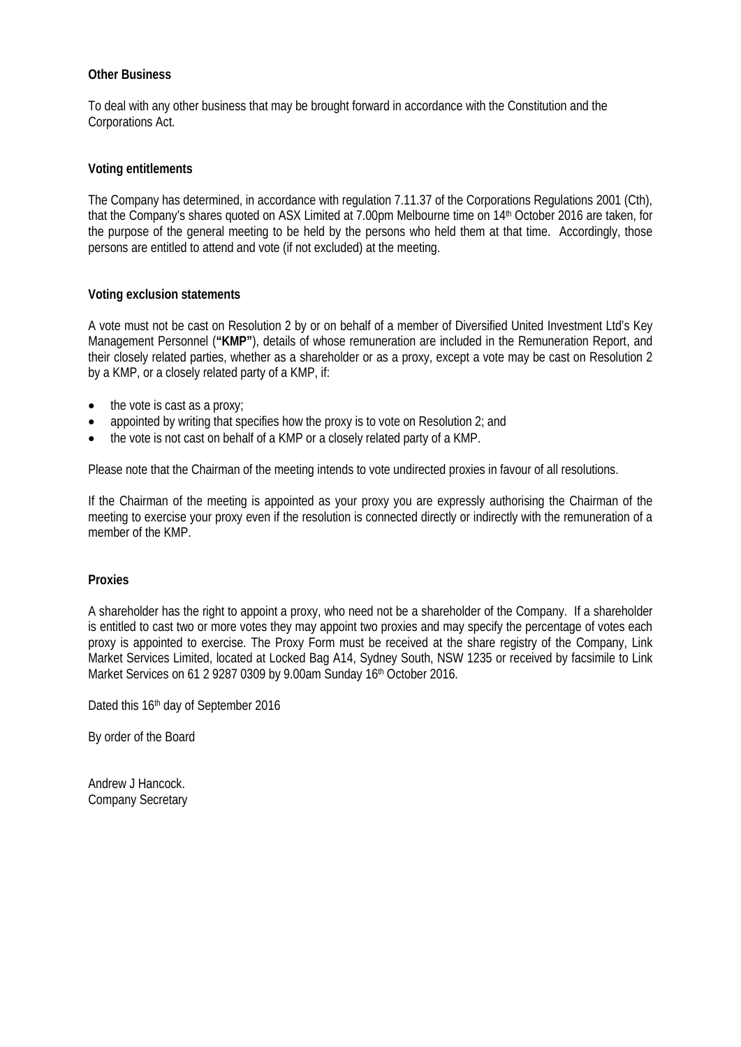**Other Business**

To deal with any other business that may be brought forward in accordance with the Constitution and the Corporations Act.

**Voting entitlements**

The Company has determined, in accordance with regulation 7.11.37 of the Corporations Regulations 2001 (Cth), that the Company's shares quoted on ASX Limited at 7.00pm Melbourne time on 14th October 2016 are taken, for the purpose of the general meeting to be held by the persons who held them at that time. Accordingly, those persons are entitled to attend and vote (if not excluded) at the meeting.

**Voting exclusion statements**

A vote must not be cast on Resolution 2 by or on behalf of a member of Diversified United Investment Ltd's Key Management Personnel (**"KMP"**), details of whose remuneration are included in the Remuneration Report, and their closely related parties, whether as a shareholder or as a proxy, except a vote may be cast on Resolution 2 by a KMP, or a closely related party of a KMP, if:

- the vote is cast as a proxy;
- appointed by writing that specifies how the proxy is to vote on Resolution 2; and
- the vote is not cast on behalf of a KMP or a closely related party of a KMP.

Please note that the Chairman of the meeting intends to vote undirected proxies in favour of all resolutions.

If the Chairman of the meeting is appointed as your proxy you are expressly authorising the Chairman of the meeting to exercise your proxy even if the resolution is connected directly or indirectly with the remuneration of a member of the KMP.

**Proxies**

A shareholder has the right to appoint a proxy, who need not be a shareholder of the Company. If a shareholder is entitled to cast two or more votes they may appoint two proxies and may specify the percentage of votes each proxy is appointed to exercise. The Proxy Form must be received at the share registry of the Company, Link Market Services Limited, located at Locked Bag A14, Sydney South, NSW 1235 or received by facsimile to Link Market Services on 61 2 9287 0309 by 9.00am Sunday 16th October 2016.

Dated this 16th day of September 2016

By order of the Board

Andrew J Hancock.
Company Secretary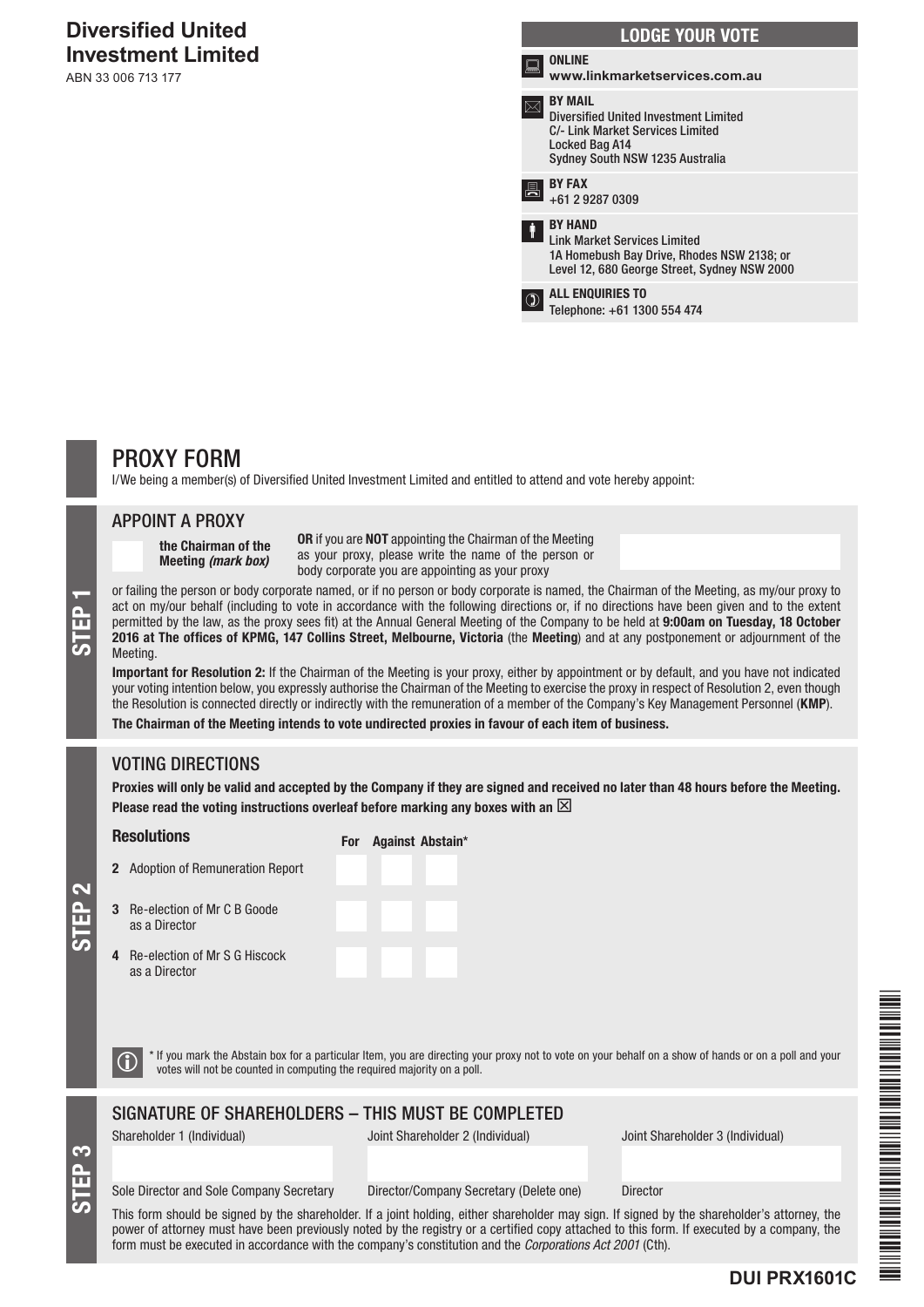# Diversified United Investment Limited

ABN 33 006 713 177

## LODGE YOUR VOTE

**ONLINE**
**www.linkmarketservices.com.au**

**BY MAIL**
Diversified United Investment Limited
C/- Link Market Services Limited
Locked Bag A14
Sydney South NSW 1235 Australia

**BY FAX**
+61 2 9287 0309

**BY HAND**
Link Market Services Limited
1A Homebush Bay Drive, Rhodes NSW 2138; or
Level 12, 680 George Street, Sydney NSW 2000

**ALL ENQUIRIES TO**
Telephone: +61 1300 554 474

# PROXY FORM

I/We being a member(s) of Diversified United Investment Limited and entitled to attend and vote hereby appoint:

## STEP 1

### APPOINT A PROXY

**the Chairman of the Meeting** ***(mark box)***

**OR** if you are **NOT** appointing the Chairman of the Meeting as your proxy, please write the name of the person or body corporate you are appointing as your proxy

or failing the person or body corporate named, or if no person or body corporate is named, the Chairman of the Meeting, as my/our proxy to act on my/our behalf (including to vote in accordance with the following directions or, if no directions have been given and to the extent permitted by the law, as the proxy sees fit) at the Annual General Meeting of the Company to be held at **9:00am on Tuesday, 18 October 2016 at The offices of KPMG, 147 Collins Street, Melbourne, Victoria** (the **Meeting**) and at any postponement or adjournment of the Meeting.

**Important for Resolution 2:** If the Chairman of the Meeting is your proxy, either by appointment or by default, and you have not indicated your voting intention below, you expressly authorise the Chairman of the Meeting to exercise the proxy in respect of Resolution 2, even though the Resolution is connected directly or indirectly with the remuneration of a member of the Company's Key Management Personnel (**KMP**).

**The Chairman of the Meeting intends to vote undirected proxies in favour of each item of business.**

## STEP 2

### VOTING DIRECTIONS

**Proxies will only be valid and accepted by the Company if they are signed and received no later than 48 hours before the Meeting. Please read the voting instructions overleaf before marking any boxes with an ☒**

| Resolutions | For | Against | Abstain* |
|---|---|---|---|
| 2 Adoption of Remuneration Report | | | |
| 3 Re-election of Mr C B Goode as a Director | | | |
| 4 Re-election of Mr S G Hiscock as a Director | | | |

\* If you mark the Abstain box for a particular Item, you are directing your proxy not to vote on your behalf on a show of hands or on a poll and your votes will not be counted in computing the required majority on a poll.

## STEP 3

### SIGNATURE OF SHAREHOLDERS – THIS MUST BE COMPLETED

| Shareholder 1 (Individual) | Joint Shareholder 2 (Individual) | Joint Shareholder 3 (Individual) |
|---|---|---|
| | | |
| Sole Director and Sole Company Secretary | Director/Company Secretary (Delete one) | Director |

This form should be signed by the shareholder. If a joint holding, either shareholder may sign. If signed by the shareholder's attorney, the power of attorney must have been previously noted by the registry or a certified copy attached to this form. If executed by a company, the form must be executed in accordance with the company's constitution and the *Corporations Act 2001* (Cth).

**DUI PRX1601C**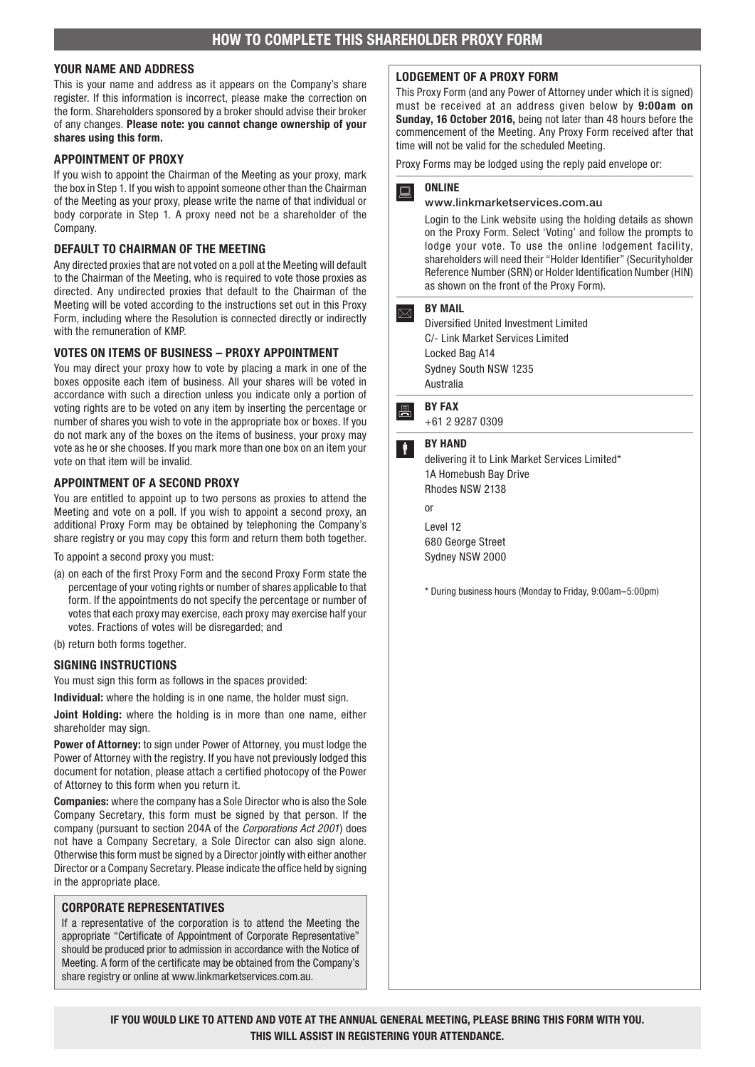# HOW TO COMPLETE THIS SHAREHOLDER PROXY FORM

### YOUR NAME AND ADDRESS

This is your name and address as it appears on the Company's share register. If this information is incorrect, please make the correction on the form. Shareholders sponsored by a broker should advise their broker of any changes. **Please note: you cannot change ownership of your shares using this form.**

### APPOINTMENT OF PROXY

If you wish to appoint the Chairman of the Meeting as your proxy, mark the box in Step 1. If you wish to appoint someone other than the Chairman of the Meeting as your proxy, please write the name of that individual or body corporate in Step 1. A proxy need not be a shareholder of the Company.

### DEFAULT TO CHAIRMAN OF THE MEETING

Any directed proxies that are not voted on a poll at the Meeting will default to the Chairman of the Meeting, who is required to vote those proxies as directed. Any undirected proxies that default to the Chairman of the Meeting will be voted according to the instructions set out in this Proxy Form, including where the Resolution is connected directly or indirectly with the remuneration of KMP.

### VOTES ON ITEMS OF BUSINESS – PROXY APPOINTMENT

You may direct your proxy how to vote by placing a mark in one of the boxes opposite each item of business. All your shares will be voted in accordance with such a direction unless you indicate only a portion of voting rights are to be voted on any item by inserting the percentage or number of shares you wish to vote in the appropriate box or boxes. If you do not mark any of the boxes on the items of business, your proxy may vote as he or she chooses. If you mark more than one box on an item your vote on that item will be invalid.

### APPOINTMENT OF A SECOND PROXY

You are entitled to appoint up to two persons as proxies to attend the Meeting and vote on a poll. If you wish to appoint a second proxy, an additional Proxy Form may be obtained by telephoning the Company's share registry or you may copy this form and return them both together.

To appoint a second proxy you must:

(a) on each of the first Proxy Form and the second Proxy Form state the percentage of your voting rights or number of shares applicable to that form. If the appointments do not specify the percentage or number of votes that each proxy may exercise, each proxy may exercise half your votes. Fractions of votes will be disregarded; and

(b) return both forms together.

### SIGNING INSTRUCTIONS

You must sign this form as follows in the spaces provided:

**Individual:** where the holding is in one name, the holder must sign.

**Joint Holding:** where the holding is in more than one name, either shareholder may sign.

**Power of Attorney:** to sign under Power of Attorney, you must lodge the Power of Attorney with the registry. If you have not previously lodged this document for notation, please attach a certified photocopy of the Power of Attorney to this form when you return it.

**Companies:** where the company has a Sole Director who is also the Sole Company Secretary, this form must be signed by that person. If the company (pursuant to section 204A of the *Corporations Act 2001*) does not have a Company Secretary, a Sole Director can also sign alone. Otherwise this form must be signed by a Director jointly with either another Director or a Company Secretary. Please indicate the office held by signing in the appropriate place.

### CORPORATE REPRESENTATIVES

If a representative of the corporation is to attend the Meeting the appropriate "Certificate of Appointment of Corporate Representative" should be produced prior to admission in accordance with the Notice of Meeting. A form of the certificate may be obtained from the Company's share registry or online at www.linkmarketservices.com.au.

### LODGEMENT OF A PROXY FORM

This Proxy Form (and any Power of Attorney under which it is signed) must be received at an address given below by **9:00am on Sunday, 16 October 2016,** being not later than 48 hours before the commencement of the Meeting. Any Proxy Form received after that time will not be valid for the scheduled Meeting.

Proxy Forms may be lodged using the reply paid envelope or:

**ONLINE**

www.linkmarketservices.com.au

Login to the Link website using the holding details as shown on the Proxy Form. Select 'Voting' and follow the prompts to lodge your vote. To use the online lodgement facility, shareholders will need their "Holder Identifier" (Securityholder Reference Number (SRN) or Holder Identification Number (HIN) as shown on the front of the Proxy Form).

**BY MAIL**

Diversified United Investment Limited
C/- Link Market Services Limited
Locked Bag A14
Sydney South NSW 1235
Australia

**BY FAX**

+61 2 9287 0309

**BY HAND**

delivering it to Link Market Services Limited*
1A Homebush Bay Drive
Rhodes NSW 2138

or

Level 12
680 George Street
Sydney NSW 2000

\* During business hours (Monday to Friday, 9:00am–5:00pm)

**IF YOU WOULD LIKE TO ATTEND AND VOTE AT THE ANNUAL GENERAL MEETING, PLEASE BRING THIS FORM WITH YOU. THIS WILL ASSIST IN REGISTERING YOUR ATTENDANCE.**